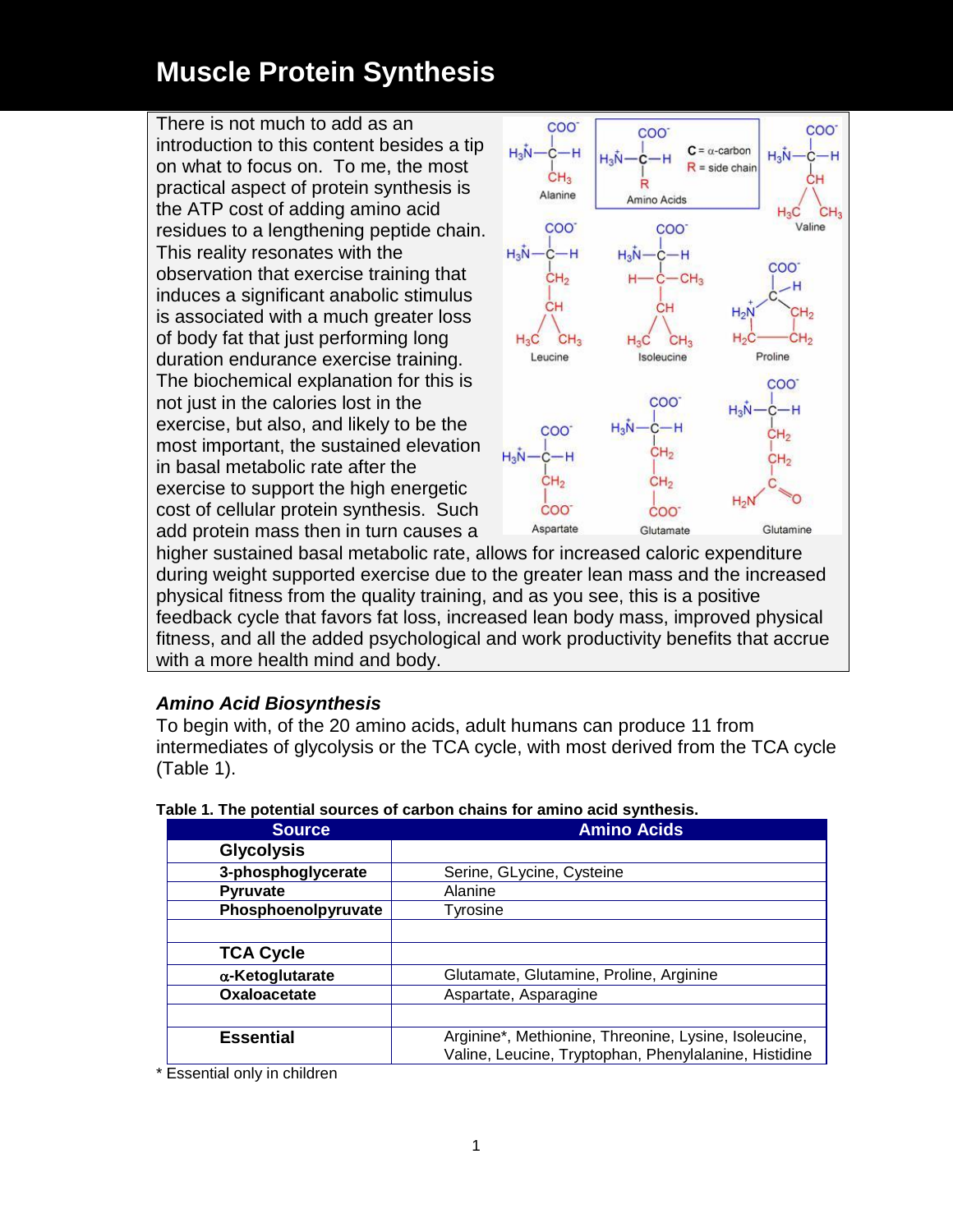# Muscle Protein Synthesis

There is not much to add as an introduction to this content besides a tip on what to focus on. To me, the most practical aspect of protein synthesis is the ATP cost of adding amino acid residues to a lengthening peptide chain. This reality resonates with the observation that exercise training that induces a significant anabolic stimulus is associated with a much greater loss of body fat that just performing long duration endurance exercise training. The biochemical explanation for this is not just in the calories lost in the exercise, but also, and likely to be the most important, the sustained elevation in basal metabolic rate after the exercise to support the high energetic cost of cellular protein synthesis. Such add protein mass then in turn causes a higher sustained basal metabolic rate, allows for increased caloric expenditure during weight supported exercise due to the greater lean mass and the increased physical fitness from the quality training, and as you see, this is a positive feedback cycle that favors fat loss, increased lean body mass, improved physical fitness, and all the added psychological and work productivity benefits that accrue with a more health mind and body.

### *Amino Acid Biosynthesis*

To begin with, of the 20 amino acids, adult humans can produce 11 from intermediates of glycolysis or the TCA cycle, with most derived from the TCA cycle (Table 1).

**Table 1. The potential sources of carbon chains for amino acid synthesis.**

| Source | Amino Acids |
|---|---|
| **Glycolysis** | |
| **3-phosphoglycerate** | Serine, GLycine, Cysteine |
| **Pyruvate** | Alanine |
| **Phosphoenolpyruvate** | Tyrosine |
| | |
| **TCA Cycle** | |
| **$\alpha$-Ketoglutarate** | Glutamate, Glutamine, Proline, Arginine |
| **Oxaloacetate** | Aspartate, Asparagine |
| | |
| **Essential** | Arginine*, Methionine, Threonine, Lysine, Isoleucine, Valine, Leucine, Tryptophan, Phenylalanine, Histidine |

\* Essential only in children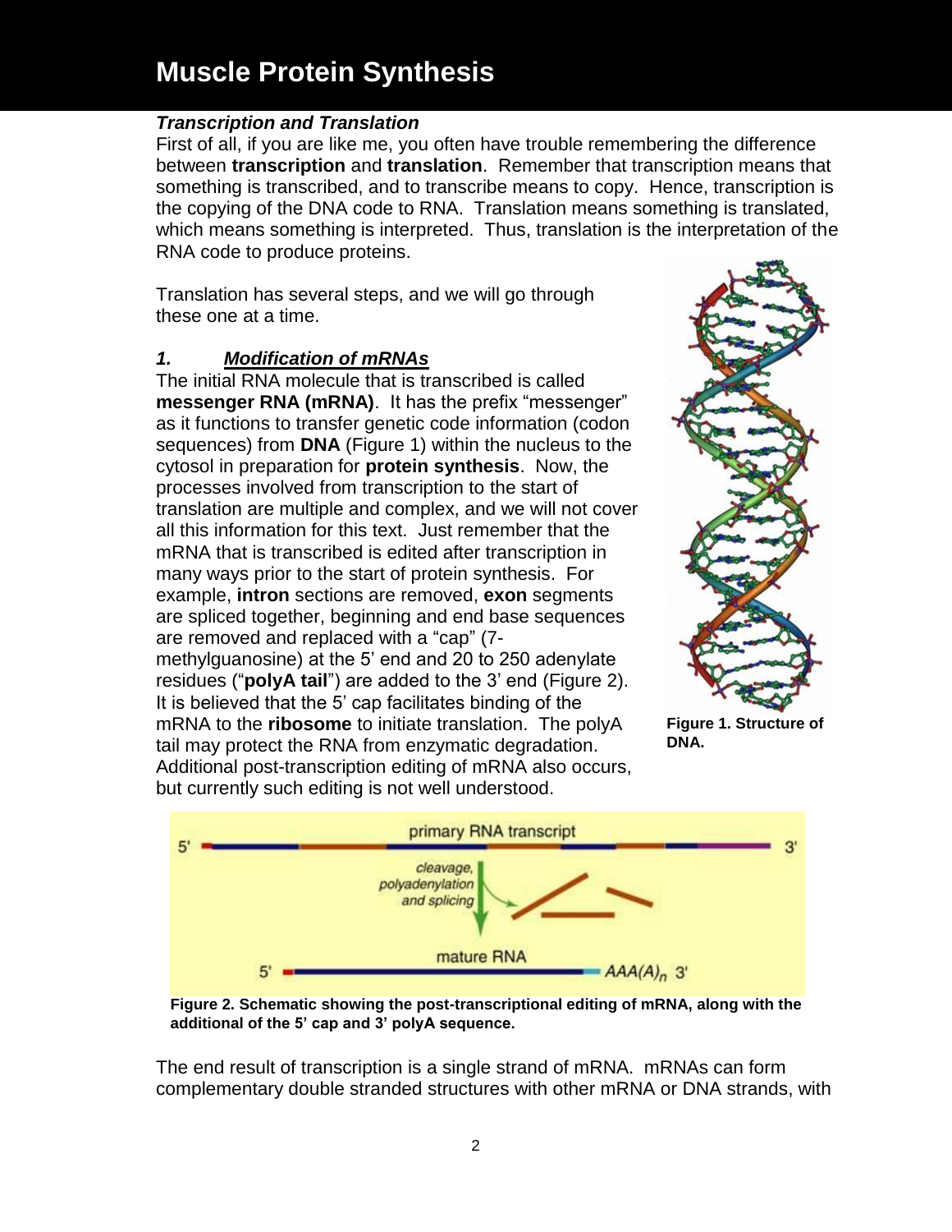# Muscle Protein Synthesis

***Transcription and Translation***

First of all, if you are like me, you often have trouble remembering the difference between **transcription** and **translation**. Remember that transcription means that something is transcribed, and to transcribe means to copy. Hence, transcription is the copying of the DNA code to RNA. Translation means something is translated, which means something is interpreted. Thus, translation is the interpretation of the RNA code to produce proteins.

Translation has several steps, and we will go through these one at a time.

### *1. <u>Modification of mRNAs</u>*

The initial RNA molecule that is transcribed is called **messenger RNA (mRNA)**. It has the prefix "messenger" as it functions to transfer genetic code information (codon sequences) from **DNA** (Figure 1) within the nucleus to the cytosol in preparation for **protein synthesis**. Now, the processes involved from transcription to the start of translation are multiple and complex, and we will not cover all this information for this text. Just remember that the mRNA that is transcribed is edited after transcription in many ways prior to the start of protein synthesis. For example, **intron** sections are removed, **exon** segments are spliced together, beginning and end base sequences are removed and replaced with a "cap" (7-methylguanosine) at the 5' end and 20 to 250 adenylate residues ("**polyA tail**") are added to the 3' end (Figure 2). It is believed that the 5' cap facilitates binding of the mRNA to the **ribosome** to initiate translation. The polyA tail may protect the RNA from enzymatic degradation. Additional post-transcription editing of mRNA also occurs, but currently such editing is not well understood.

**Figure 1. Structure of DNA.**

**Figure 2. Schematic showing the post-transcriptional editing of mRNA, along with the additional of the 5' cap and 3' polyA sequence.**

The end result of transcription is a single strand of mRNA. mRNAs can form complementary double stranded structures with other mRNA or DNA strands, with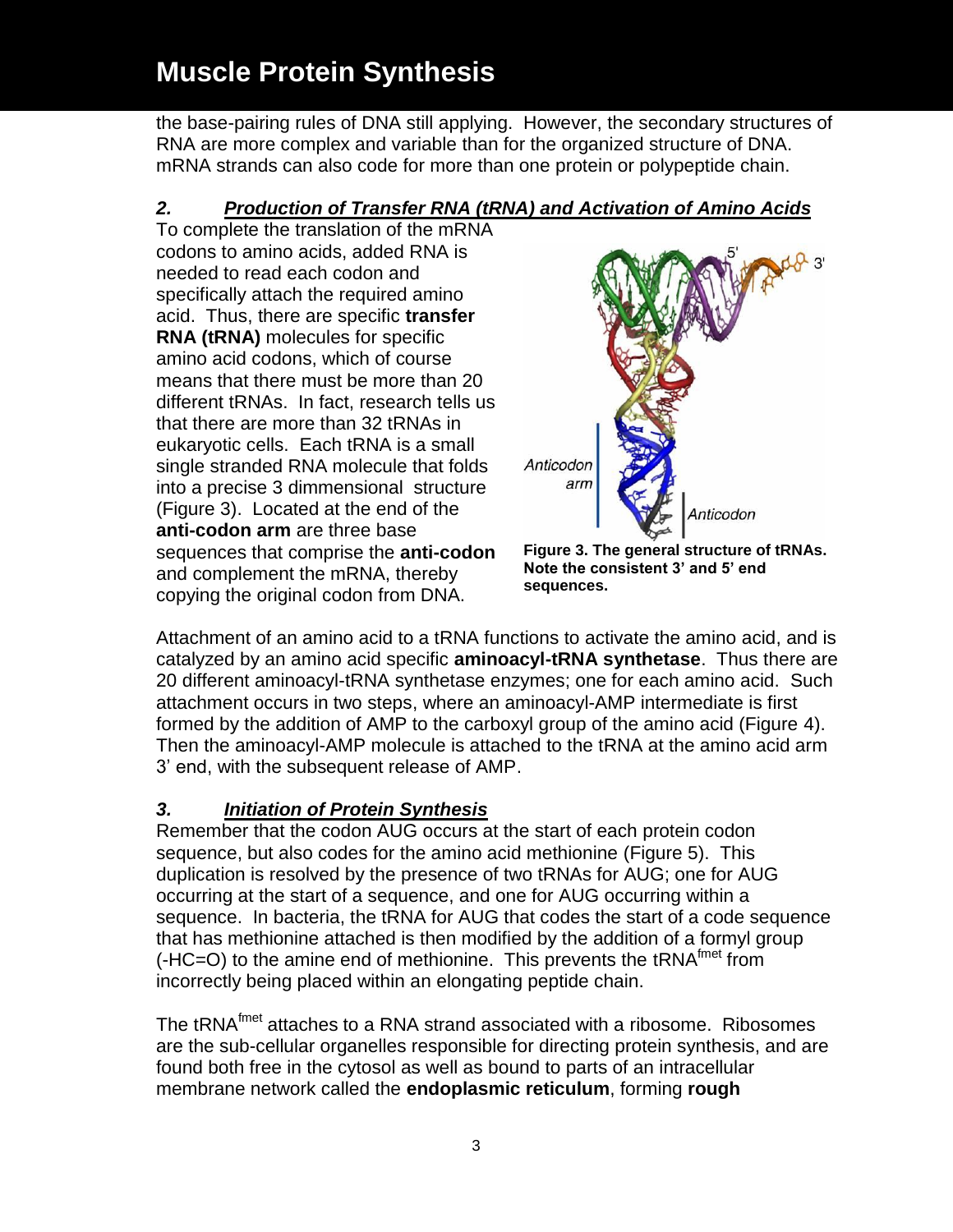the base-pairing rules of DNA still applying. However, the secondary structures of RNA are more complex and variable than for the organized structure of DNA. mRNA strands can also code for more than one protein or polypeptide chain.

### *2. Production of Transfer RNA (tRNA) and Activation of Amino Acids*

To complete the translation of the mRNA codons to amino acids, added RNA is needed to read each codon and specifically attach the required amino acid. Thus, there are specific **transfer RNA (tRNA)** molecules for specific amino acid codons, which of course means that there must be more than 20 different tRNAs. In fact, research tells us that there are more than 32 tRNAs in eukaryotic cells. Each tRNA is a small single stranded RNA molecule that folds into a precise 3 dimmensional structure (Figure 3). Located at the end of the **anti-codon arm** are three base sequences that comprise the **anti-codon** and complement the mRNA, thereby copying the original codon from DNA.

**Figure 3. The general structure of tRNAs. Note the consistent 3' and 5' end sequences.**

Attachment of an amino acid to a tRNA functions to activate the amino acid, and is catalyzed by an amino acid specific **aminoacyl-tRNA synthetase**. Thus there are 20 different aminoacyl-tRNA synthetase enzymes; one for each amino acid. Such attachment occurs in two steps, where an aminoacyl-AMP intermediate is first formed by the addition of AMP to the carboxyl group of the amino acid (Figure 4). Then the aminoacyl-AMP molecule is attached to the tRNA at the amino acid arm 3' end, with the subsequent release of AMP.

### *3. Initiation of Protein Synthesis*

Remember that the codon AUG occurs at the start of each protein codon sequence, but also codes for the amino acid methionine (Figure 5). This duplication is resolved by the presence of two tRNAs for AUG; one for AUG occurring at the start of a sequence, and one for AUG occurring within a sequence. In bacteria, the tRNA for AUG that codes the start of a code sequence that has methionine attached is then modified by the addition of a formyl group (-HC=O) to the amine end of methionine. This prevents the $tRNA^{fmet}$ from incorrectly being placed within an elongating peptide chain.

The $tRNA^{fmet}$ attaches to a RNA strand associated with a ribosome. Ribosomes are the sub-cellular organelles responsible for directing protein synthesis, and are found both free in the cytosol as well as bound to parts of an intracellular membrane network called the **endoplasmic reticulum**, forming **rough**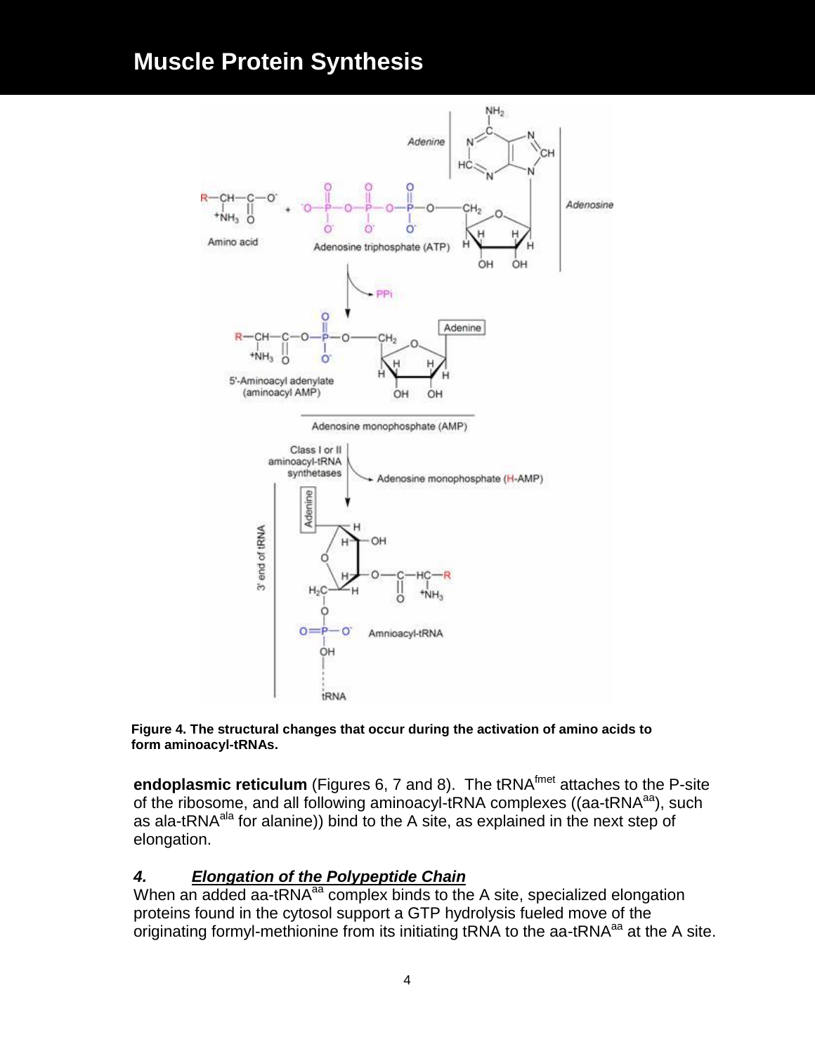Figure 4. The structural changes that occur during the activation of amino acids to form aminoacyl-tRNAs.

**endoplasmic reticulum** (Figures 6, 7 and 8). The $tRNA^{fmet}$ attaches to the P-site of the ribosome, and all following aminoacyl-tRNA complexes (($aa\text{-}tRNA^{aa}$), such as $ala\text{-}tRNA^{ala}$ for alanine)) bind to the A site, as explained in the next step of elongation.

### 4. *Elongation of the Polypeptide Chain*

When an added $aa\text{-}tRNA^{aa}$ complex binds to the A site, specialized elongation proteins found in the cytosol support a GTP hydrolysis fueled move of the originating formyl-methionine from its initiating tRNA to the $aa\text{-}tRNA^{aa}$ at the A site.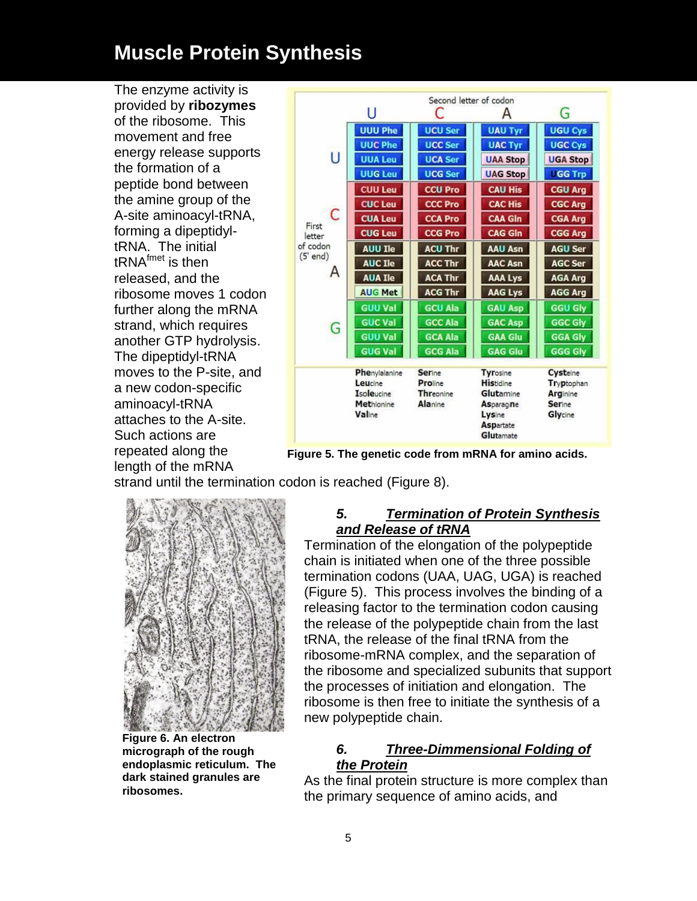The enzyme activity is provided by **ribozymes** of the ribosome. This movement and free energy release supports the formation of a peptide bond between the amine group of the A-site aminoacyl-tRNA, forming a dipeptidyl-tRNA. The initial tRNA[fmet] is then released, and the ribosome moves 1 codon further along the mRNA strand, which requires another GTP hydrolysis. The dipeptidyl-tRNA moves to the P-site, and a new codon-specific aminoacyl-tRNA attaches to the A-site. Such actions are repeated along the length of the mRNA strand until the termination codon is reached (Figure 8).

| First letter of codon (5' end) | Second letter of codon: U | C | A | G |
|---|---|---|---|---|
| U | UUU Phe | UCU Ser | UAU Tyr | UGU Cys |
| | UUC Phe | UCC Ser | UAC Tyr | UGC Cys |
| | UUA Leu | UCA Ser | UAA Stop | UGA Stop |
| | UUG Leu | UCG Ser | UAG Stop | UGG Trp |
| C | CUU Leu | CCU Pro | CAU His | CGU Arg |
| | CUC Leu | CCC Pro | CAC His | CGC Arg |
| | CUA Leu | CCA Pro | CAA Gln | CGA Arg |
| | CUG Leu | CCG Pro | CAG Gln | CGG Arg |
| A | AUU Ile | ACU Thr | AAU Asn | AGU Ser |
| | AUC Ile | ACC Thr | AAC Asn | AGC Ser |
| | AUA Ile | ACA Thr | AAA Lys | AGA Arg |
| | AUG Met | ACG Thr | AAG Lys | AGG Arg |
| G | GUU Val | GCU Ala | GAU Asp | GGU Gly |
| | GUC Val | GCC Ala | GAC Asp | GGC Gly |
| | GUU Val | GCA Ala | GAA Glu | GGA Gly |
| | GUG Val | GCG Ala | GAG Glu | GGG Gly |
| | Phenylalanine, Leucine, Isoleucine, Methionine, Valine | Serine, Proline, Threonine, Alanine | Tyrosine, Histidine, Glutamine, Asparagine, Lysine, Aspartate, Glutamate | Cysteine, Tryptophan, Arginine, Serine, Glycine |

**Figure 5. The genetic code from mRNA for amino acids.**

**Figure 6. An electron micrograph of the rough endoplasmic reticulum. The dark stained granules are ribosomes.**

### 5. *Termination of Protein Synthesis and Release of tRNA*

Termination of the elongation of the polypeptide chain is initiated when one of the three possible termination codons (UAA, UAG, UGA) is reached (Figure 5). This process involves the binding of a releasing factor to the termination codon causing the release of the polypeptide chain from the last tRNA, the release of the final tRNA from the ribosome-mRNA complex, and the separation of the ribosome and specialized subunits that support the processes of initiation and elongation. The ribosome is then free to initiate the synthesis of a new polypeptide chain.

### 6. *Three-Dimmensional Folding of the Protein*

As the final protein structure is more complex than the primary sequence of amino acids, and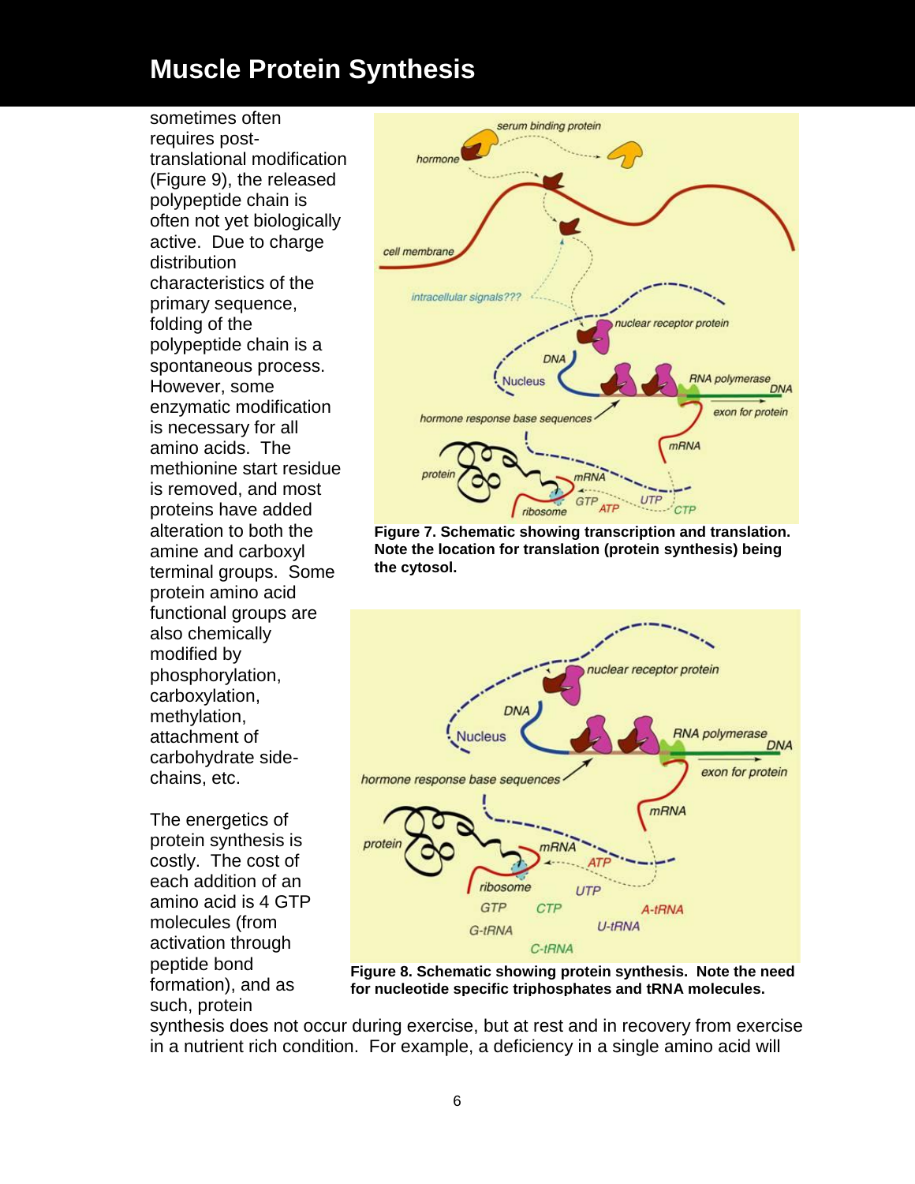# Muscle Protein Synthesis

sometimes often requires post-translational modification (Figure 9), the released polypeptide chain is often not yet biologically active. Due to charge distribution characteristics of the primary sequence, folding of the polypeptide chain is a spontaneous process. However, some enzymatic modification is necessary for all amino acids. The methionine start residue is removed, and most proteins have added alteration to both the amine and carboxyl terminal groups. Some protein amino acid functional groups are also chemically modified by phosphorylation, carboxylation, methylation, attachment of carbohydrate side-chains, etc.

**Figure 7. Schematic showing transcription and translation. Note the location for translation (protein synthesis) being the cytosol.**

**Figure 8. Schematic showing protein synthesis. Note the need for nucleotide specific triphosphates and tRNA molecules.**

The energetics of protein synthesis is costly. The cost of each addition of an amino acid is 4 GTP molecules (from activation through peptide bond formation), and as such, protein synthesis does not occur during exercise, but at rest and in recovery from exercise in a nutrient rich condition. For example, a deficiency in a single amino acid will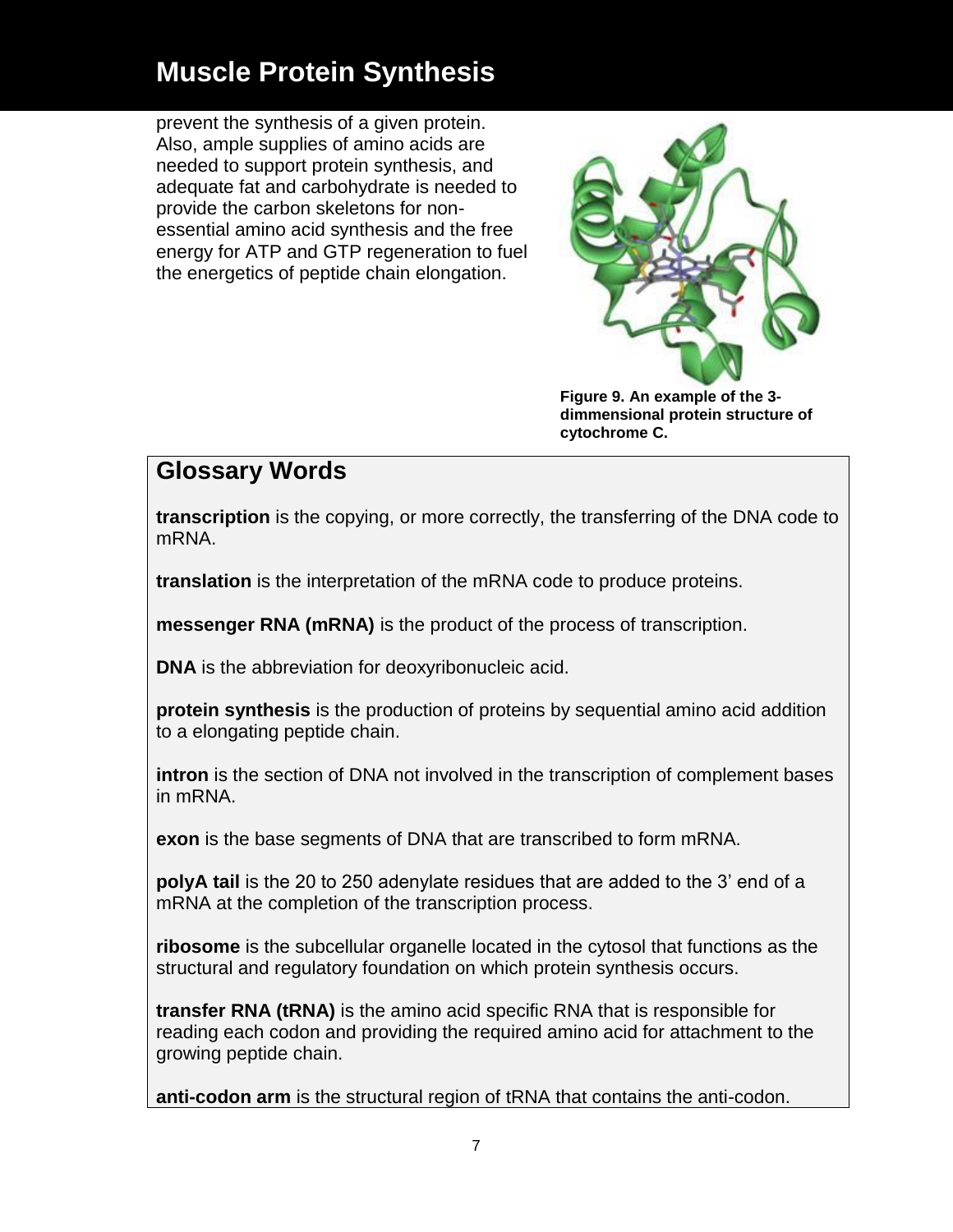prevent the synthesis of a given protein. Also, ample supplies of amino acids are needed to support protein synthesis, and adequate fat and carbohydrate is needed to provide the carbon skeletons for non-essential amino acid synthesis and the free energy for ATP and GTP regeneration to fuel the energetics of peptide chain elongation.

**Figure 9. An example of the 3-dimmensional protein structure of cytochrome C.**

## Glossary Words

**transcription** is the copying, or more correctly, the transferring of the DNA code to mRNA.

**translation** is the interpretation of the mRNA code to produce proteins.

**messenger RNA (mRNA)** is the product of the process of transcription.

**DNA** is the abbreviation for deoxyribonucleic acid.

**protein synthesis** is the production of proteins by sequential amino acid addition to a elongating peptide chain.

**intron** is the section of DNA not involved in the transcription of complement bases in mRNA.

**exon** is the base segments of DNA that are transcribed to form mRNA.

**polyA tail** is the 20 to 250 adenylate residues that are added to the 3' end of a mRNA at the completion of the transcription process.

**ribosome** is the subcellular organelle located in the cytosol that functions as the structural and regulatory foundation on which protein synthesis occurs.

**transfer RNA (tRNA)** is the amino acid specific RNA that is responsible for reading each codon and providing the required amino acid for attachment to the growing peptide chain.

**anti-codon arm** is the structural region of tRNA that contains the anti-codon.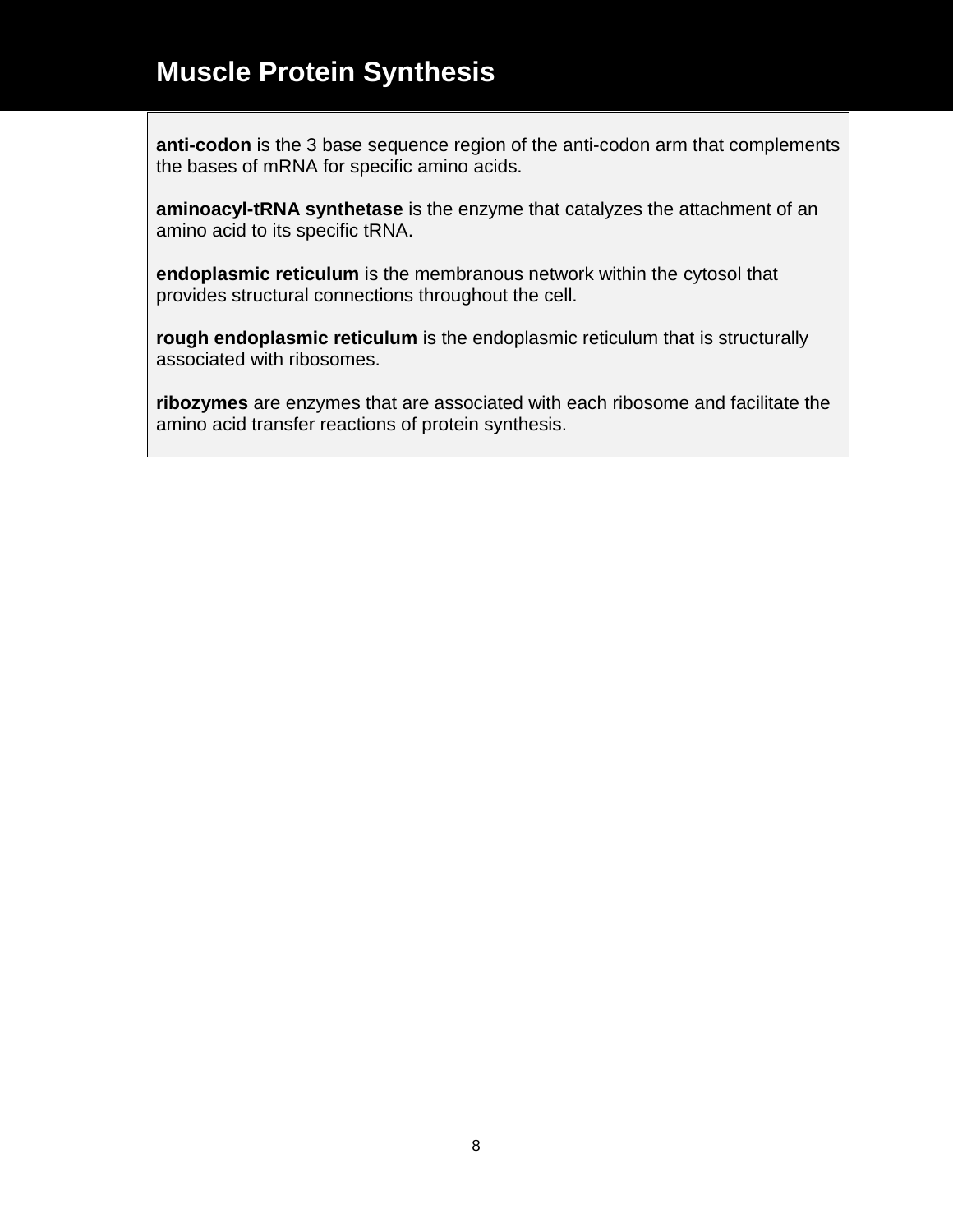# Muscle Protein Synthesis

**anti-codon** is the 3 base sequence region of the anti-codon arm that complements the bases of mRNA for specific amino acids.

**aminoacyl-tRNA synthetase** is the enzyme that catalyzes the attachment of an amino acid to its specific tRNA.

**endoplasmic reticulum** is the membranous network within the cytosol that provides structural connections throughout the cell.

**rough endoplasmic reticulum** is the endoplasmic reticulum that is structurally associated with ribosomes.

**ribozymes** are enzymes that are associated with each ribosome and facilitate the amino acid transfer reactions of protein synthesis.